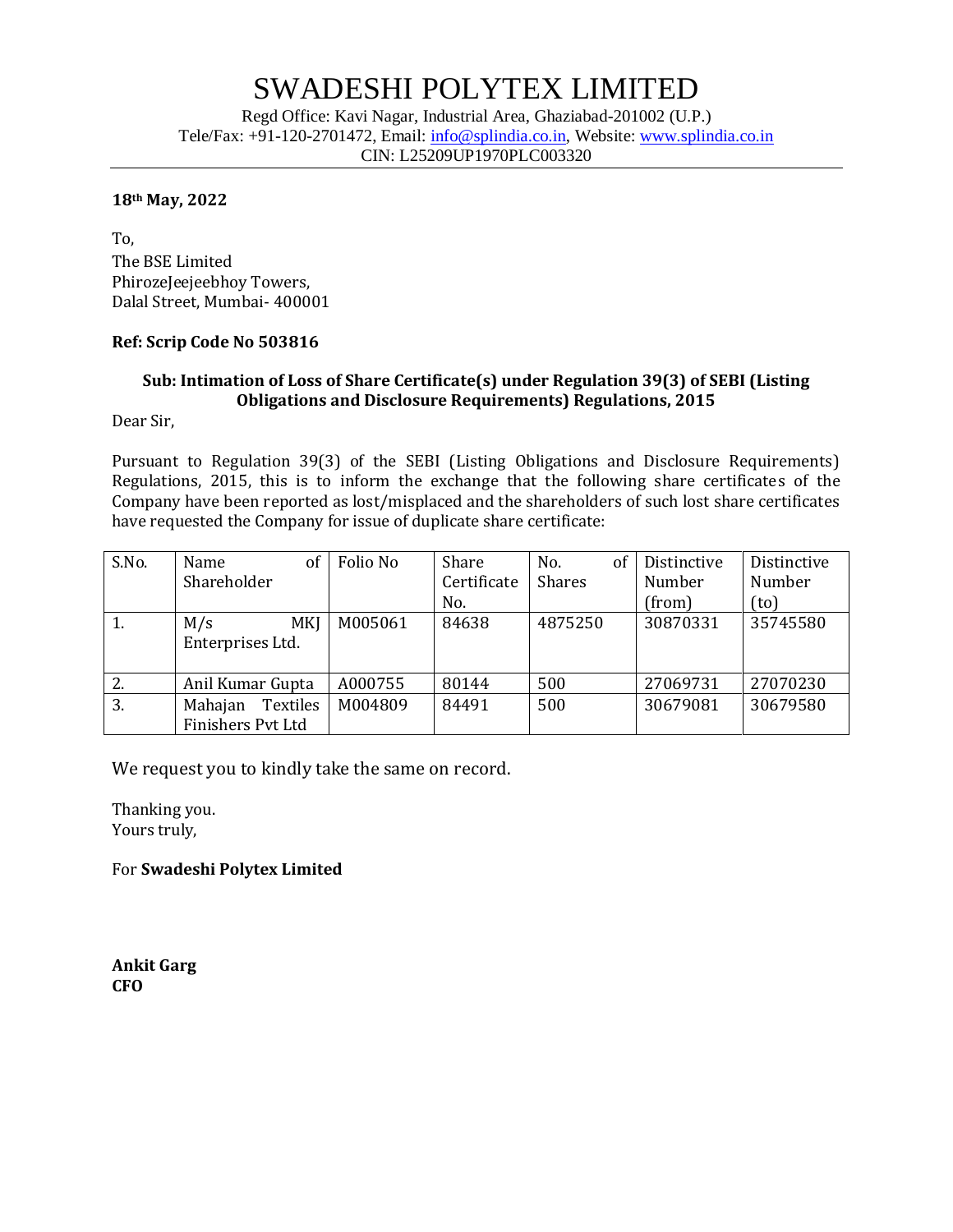# SWADESHI POLYTEX LIMITED

Regd Office: Kavi Nagar, Industrial Area, Ghaziabad-201002 (U.P.)
Tele/Fax: +91-120-2701472, Email: info@splindia.co.in, Website: www.splindia.co.in
CIN: L25209UP1970PLC003320

**18th May, 2022**

To,
The BSE Limited
PhirozeJeejeebhoy Towers,
Dalal Street, Mumbai- 400001

**Ref: Scrip Code No 503816**

**Sub: Intimation of Loss of Share Certificate(s) under Regulation 39(3) of SEBI (Listing Obligations and Disclosure Requirements) Regulations, 2015**

Dear Sir,

Pursuant to Regulation 39(3) of the SEBI (Listing Obligations and Disclosure Requirements) Regulations, 2015, this is to inform the exchange that the following share certificates of the Company have been reported as lost/misplaced and the shareholders of such lost share certificates have requested the Company for issue of duplicate share certificate:

| S.No. | Name of Shareholder | Folio No | Share Certificate No. | No. of Shares | Distinctive Number (from) | Distinctive Number (to) |
|---|---|---|---|---|---|---|
| 1. | M/s MKJ Enterprises Ltd. | M005061 | 84638 | 4875250 | 30870331 | 35745580 |
| 2. | Anil Kumar Gupta | A000755 | 80144 | 500 | 27069731 | 27070230 |
| 3. | Mahajan Textiles Finishers Pvt Ltd | M004809 | 84491 | 500 | 30679081 | 30679580 |

We request you to kindly take the same on record.

Thanking you.
Yours truly,

For **Swadeshi Polytex Limited**

**Ankit Garg**
**CFO**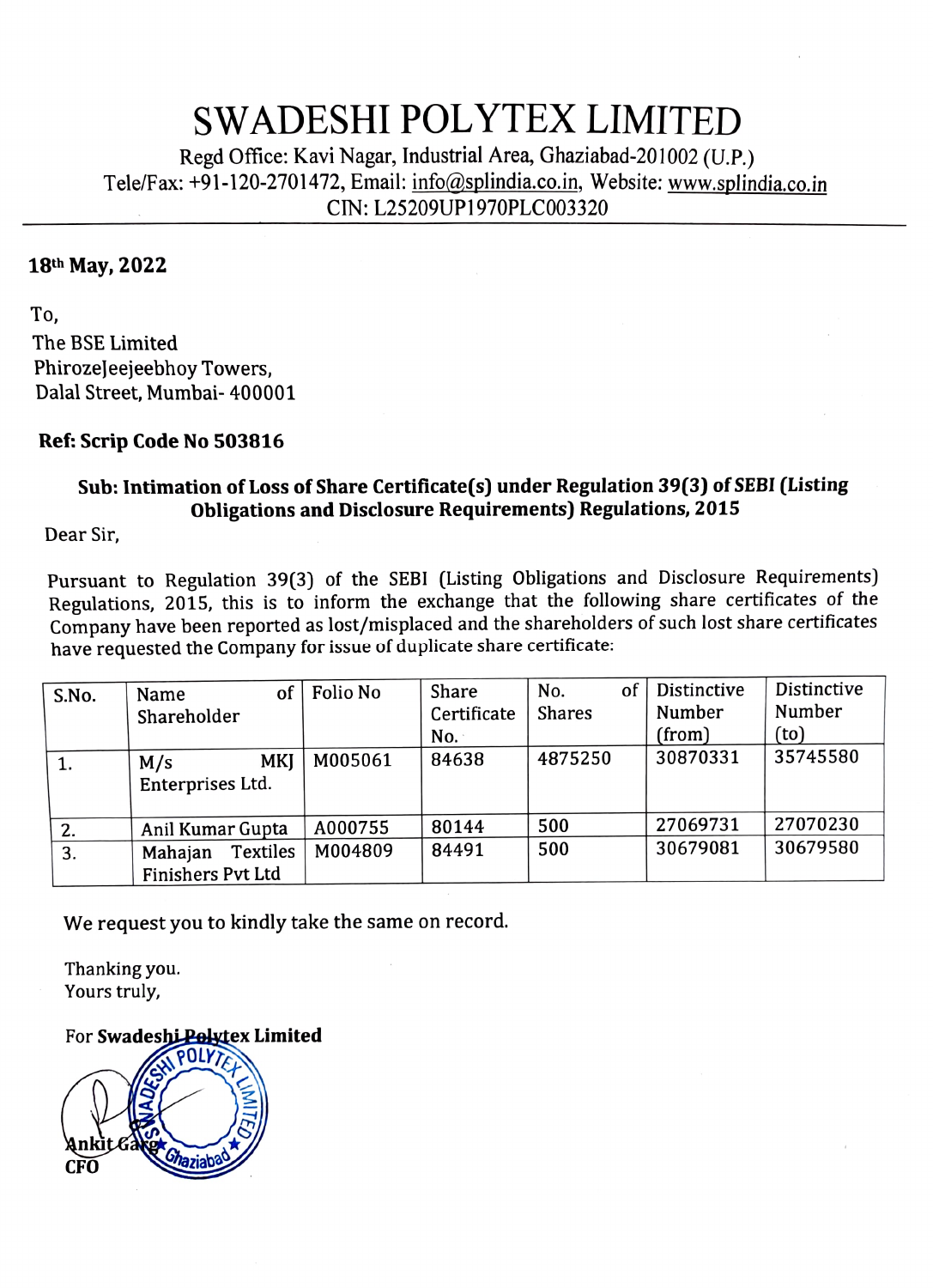# SWADESHI POLYTEX LIMITED

Regd Office: Kavi Nagar, Industrial Area, Ghaziabad-201002 (U.P.)
Tele/Fax: +91-120-2701472, Email: info@splindia.co.in, Website: www.splindia.co.in
CIN: L25209UP1970PLC003320

**18th May, 2022**

To,
The BSE Limited
PhirozeJeejeebhoy Towers,
Dalal Street, Mumbai- 400001

**Ref: Scrip Code No 503816**

**Sub: Intimation of Loss of Share Certificate(s) under Regulation 39(3) of SEBI (Listing Obligations and Disclosure Requirements) Regulations, 2015**

Dear Sir,

Pursuant to Regulation 39(3) of the SEBI (Listing Obligations and Disclosure Requirements) Regulations, 2015, this is to inform the exchange that the following share certificates of the Company have been reported as lost/misplaced and the shareholders of such lost share certificates have requested the Company for issue of duplicate share certificate:

| S.No. | Name of Shareholder | Folio No | Share Certificate No. | No. of Shares | Distinctive Number (from) | Distinctive Number (to) |
|---|---|---|---|---|---|---|
| 1. | M/s MKJ Enterprises Ltd. | M005061 | 84638 | 4875250 | 30870331 | 35745580 |
| 2. | Anil Kumar Gupta | A000755 | 80144 | 500 | 27069731 | 27070230 |
| 3. | Mahajan Textiles Finishers Pvt Ltd | M004809 | 84491 | 500 | 30679081 | 30679580 |

We request you to kindly take the same on record.

Thanking you.
Yours truly,

For **Swadeshi Polytex Limited**

Ankit Garg
**CFO**